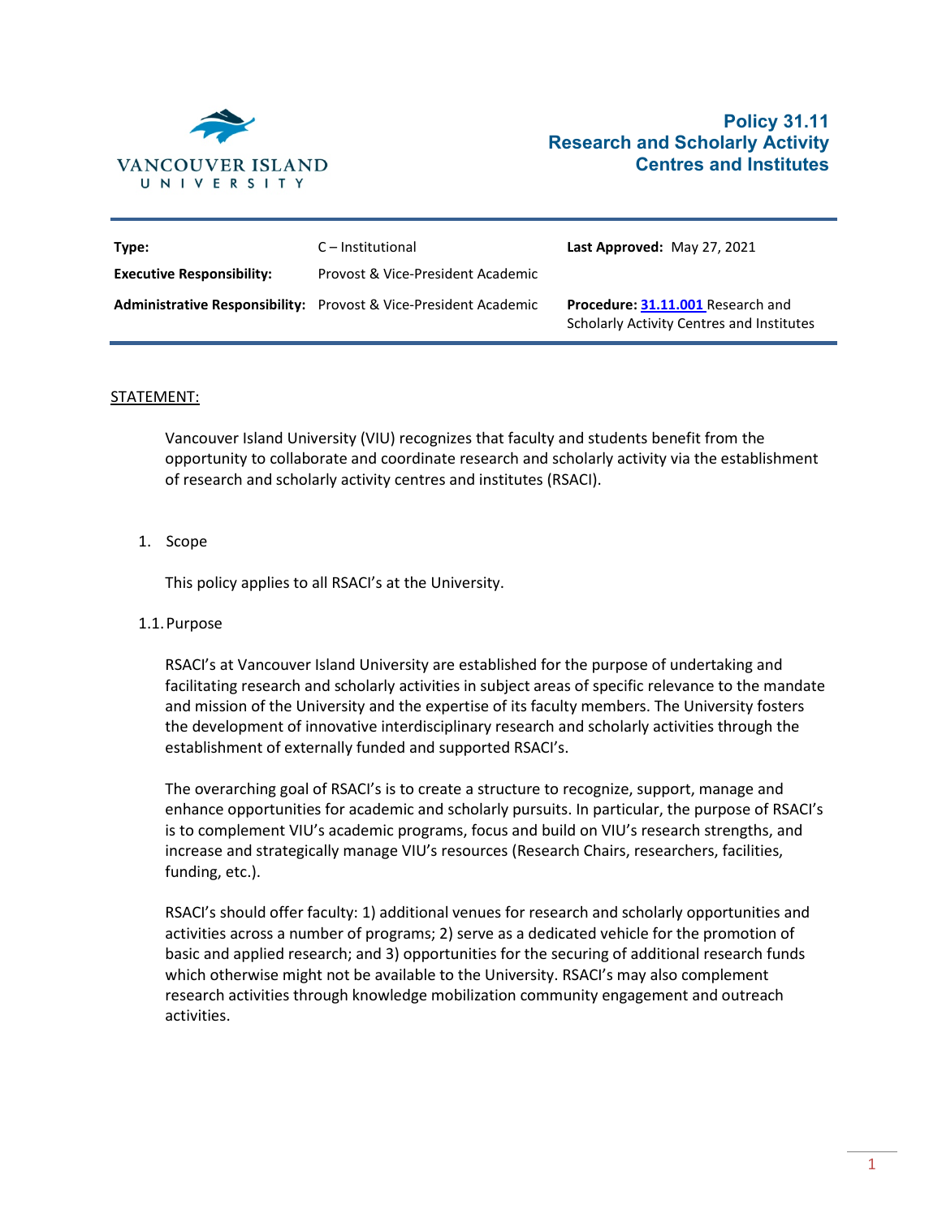VANCOUVER ISLAND UNIVERSITY

# Policy 31.11
# Research and Scholarly Activity Centres and Institutes

| | | |
|---|---|---|
| **Type:** | C – Institutional | **Last Approved:** May 27, 2021 |
| **Executive Responsibility:** | Provost & Vice-President Academic | |
| **Administrative Responsibility:** | Provost & Vice-President Academic | **Procedure:** [31.11.001](31.11.001) Research and Scholarly Activity Centres and Institutes |

## STATEMENT:

Vancouver Island University (VIU) recognizes that faculty and students benefit from the opportunity to collaborate and coordinate research and scholarly activity via the establishment of research and scholarly activity centres and institutes (RSACI).

1. Scope

This policy applies to all RSACI's at the University.

1.1. Purpose

RSACI's at Vancouver Island University are established for the purpose of undertaking and facilitating research and scholarly activities in subject areas of specific relevance to the mandate and mission of the University and the expertise of its faculty members. The University fosters the development of innovative interdisciplinary research and scholarly activities through the establishment of externally funded and supported RSACI's.

The overarching goal of RSACI's is to create a structure to recognize, support, manage and enhance opportunities for academic and scholarly pursuits. In particular, the purpose of RSACI's is to complement VIU's academic programs, focus and build on VIU's research strengths, and increase and strategically manage VIU's resources (Research Chairs, researchers, facilities, funding, etc.).

RSACI's should offer faculty: 1) additional venues for research and scholarly opportunities and activities across a number of programs; 2) serve as a dedicated vehicle for the promotion of basic and applied research; and 3) opportunities for the securing of additional research funds which otherwise might not be available to the University. RSACI's may also complement research activities through knowledge mobilization community engagement and outreach activities.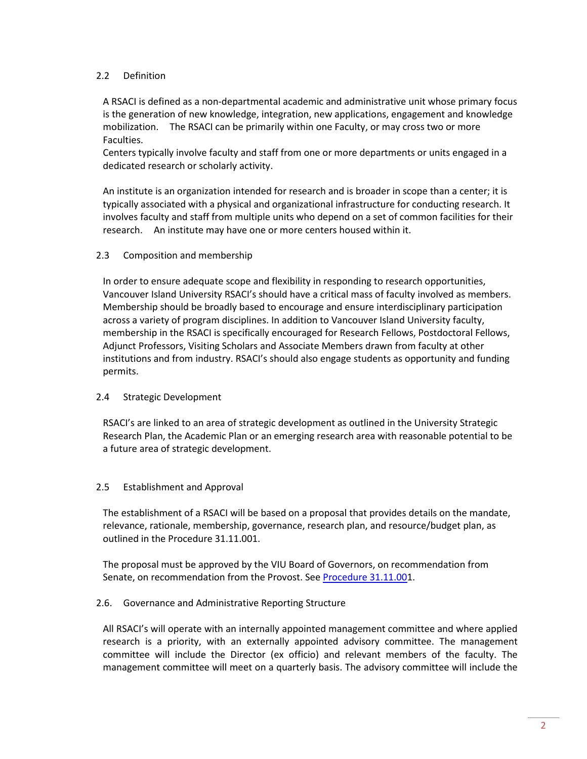## 2.2 Definition

A RSACI is defined as a non-departmental academic and administrative unit whose primary focus is the generation of new knowledge, integration, new applications, engagement and knowledge mobilization. The RSACI can be primarily within one Faculty, or may cross two or more Faculties.
Centers typically involve faculty and staff from one or more departments or units engaged in a dedicated research or scholarly activity.

An institute is an organization intended for research and is broader in scope than a center; it is typically associated with a physical and organizational infrastructure for conducting research. It involves faculty and staff from multiple units who depend on a set of common facilities for their research. An institute may have one or more centers housed within it.

## 2.3 Composition and membership

In order to ensure adequate scope and flexibility in responding to research opportunities, Vancouver Island University RSACI's should have a critical mass of faculty involved as members. Membership should be broadly based to encourage and ensure interdisciplinary participation across a variety of program disciplines. In addition to Vancouver Island University faculty, membership in the RSACI is specifically encouraged for Research Fellows, Postdoctoral Fellows, Adjunct Professors, Visiting Scholars and Associate Members drawn from faculty at other institutions and from industry. RSACI's should also engage students as opportunity and funding permits.

## 2.4 Strategic Development

RSACI's are linked to an area of strategic development as outlined in the University Strategic Research Plan, the Academic Plan or an emerging research area with reasonable potential to be a future area of strategic development.

## 2.5 Establishment and Approval

The establishment of a RSACI will be based on a proposal that provides details on the mandate, relevance, rationale, membership, governance, research plan, and resource/budget plan, as outlined in the Procedure 31.11.001.

The proposal must be approved by the VIU Board of Governors, on recommendation from Senate, on recommendation from the Provost. See Procedure 31.11.001.

## 2.6. Governance and Administrative Reporting Structure

All RSACI's will operate with an internally appointed management committee and where applied research is a priority, with an externally appointed advisory committee. The management committee will include the Director (ex officio) and relevant members of the faculty. The management committee will meet on a quarterly basis. The advisory committee will include the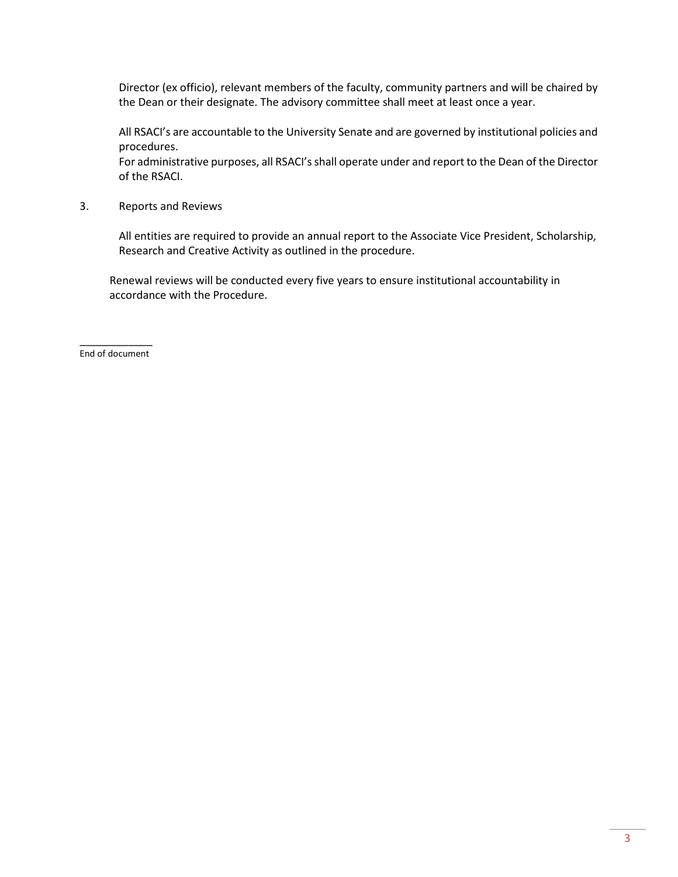Director (ex officio), relevant members of the faculty, community partners and will be chaired by the Dean or their designate. The advisory committee shall meet at least once a year.

All RSACI's are accountable to the University Senate and are governed by institutional policies and procedures.
For administrative purposes, all RSACI's shall operate under and report to the Dean of the Director of the RSACI.

3. Reports and Reviews

All entities are required to provide an annual report to the Associate Vice President, Scholarship, Research and Creative Activity as outlined in the procedure.

Renewal reviews will be conducted every five years to ensure institutional accountability in accordance with the Procedure.

_____________
End of document